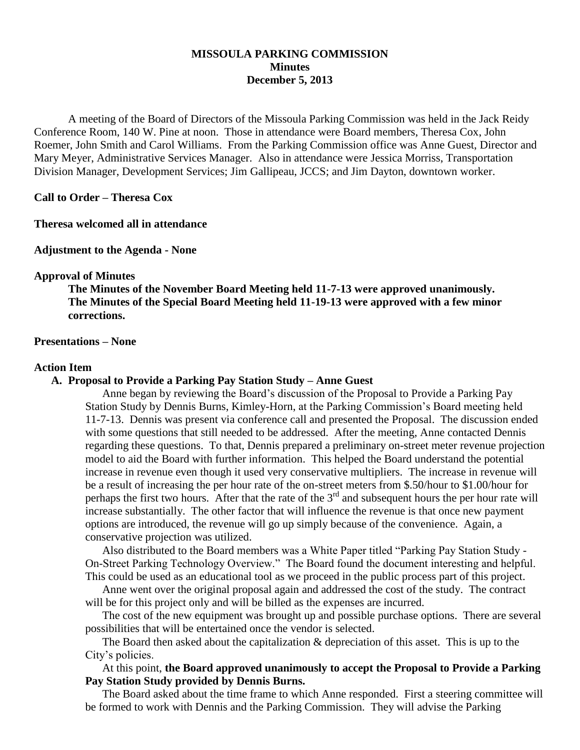**MISSOULA PARKING COMMISSION**
**Minutes**
**December 5, 2013**

A meeting of the Board of Directors of the Missoula Parking Commission was held in the Jack Reidy Conference Room, 140 W. Pine at noon. Those in attendance were Board members, Theresa Cox, John Roemer, John Smith and Carol Williams. From the Parking Commission office was Anne Guest, Director and Mary Meyer, Administrative Services Manager. Also in attendance were Jessica Morriss, Transportation Division Manager, Development Services; Jim Gallipeau, JCCS; and Jim Dayton, downtown worker.

**Call to Order – Theresa Cox**

**Theresa welcomed all in attendance**

**Adjustment to the Agenda - None**

**Approval of Minutes**

**The Minutes of the November Board Meeting held 11-7-13 were approved unanimously.**
**The Minutes of the Special Board Meeting held 11-19-13 were approved with a few minor corrections.**

**Presentations – None**

**Action Item**

**A. Proposal to Provide a Parking Pay Station Study – Anne Guest**

Anne began by reviewing the Board's discussion of the Proposal to Provide a Parking Pay Station Study by Dennis Burns, Kimley-Horn, at the Parking Commission's Board meeting held 11-7-13. Dennis was present via conference call and presented the Proposal. The discussion ended with some questions that still needed to be addressed. After the meeting, Anne contacted Dennis regarding these questions. To that, Dennis prepared a preliminary on-street meter revenue projection model to aid the Board with further information. This helped the Board understand the potential increase in revenue even though it used very conservative multipliers. The increase in revenue will be a result of increasing the per hour rate of the on-street meters from \$.50/hour to \$1.00/hour for perhaps the first two hours. After that the rate of the 3rd and subsequent hours the per hour rate will increase substantially. The other factor that will influence the revenue is that once new payment options are introduced, the revenue will go up simply because of the convenience. Again, a conservative projection was utilized.

Also distributed to the Board members was a White Paper titled "Parking Pay Station Study - On-Street Parking Technology Overview." The Board found the document interesting and helpful. This could be used as an educational tool as we proceed in the public process part of this project.

Anne went over the original proposal again and addressed the cost of the study. The contract will be for this project only and will be billed as the expenses are incurred.

The cost of the new equipment was brought up and possible purchase options. There are several possibilities that will be entertained once the vendor is selected.

The Board then asked about the capitalization & depreciation of this asset. This is up to the City's policies.

At this point, **the Board approved unanimously to accept the Proposal to Provide a Parking Pay Station Study provided by Dennis Burns.**

The Board asked about the time frame to which Anne responded. First a steering committee will be formed to work with Dennis and the Parking Commission. They will advise the Parking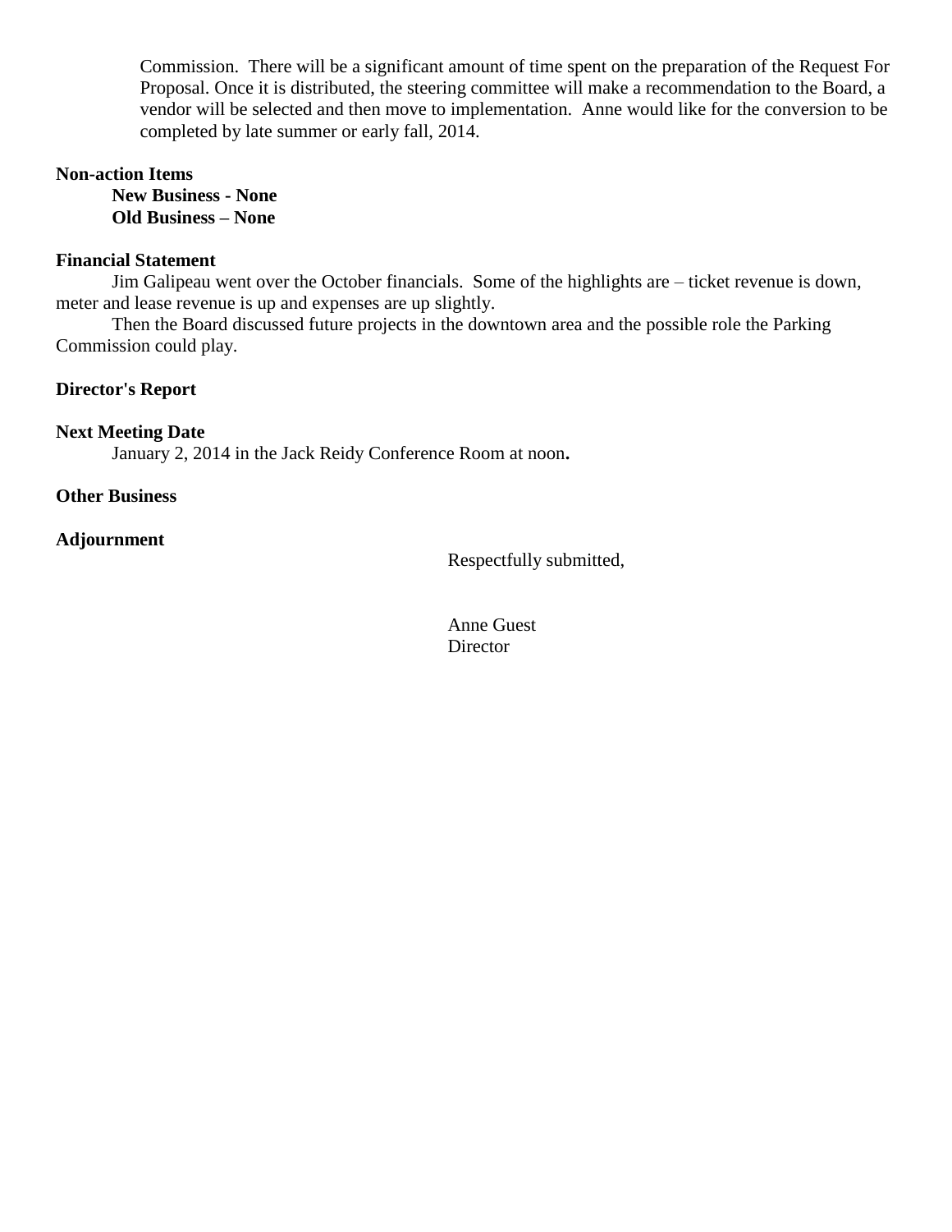Commission. There will be a significant amount of time spent on the preparation of the Request For Proposal. Once it is distributed, the steering committee will make a recommendation to the Board, a vendor will be selected and then move to implementation. Anne would like for the conversion to be completed by late summer or early fall, 2014.

**Non-action Items**

**New Business - None**

**Old Business – None**

**Financial Statement**

Jim Galipeau went over the October financials. Some of the highlights are – ticket revenue is down, meter and lease revenue is up and expenses are up slightly.

Then the Board discussed future projects in the downtown area and the possible role the Parking Commission could play.

**Director's Report**

**Next Meeting Date**

January 2, 2014 in the Jack Reidy Conference Room at noon**.**

**Other Business**

**Adjournment**

Respectfully submitted,

Anne Guest
Director